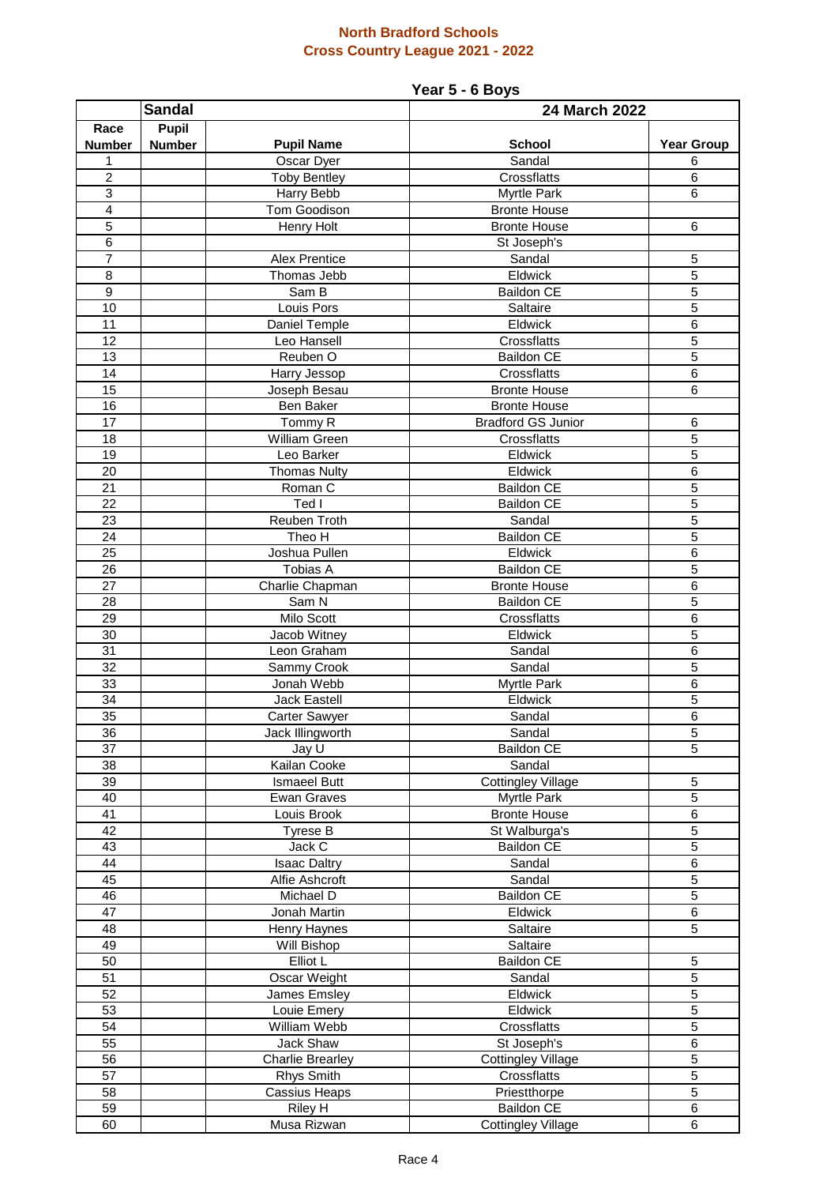# North Bradford Schools
## Cross Country League 2021 - 2022

### Year 5 - 6 Boys

| | Sandal | | 24 March 2022 | |
|---|---|---|---|---|
| Race Number | Pupil Number | Pupil Name | School | Year Group |
| 1 | | Oscar Dyer | Sandal | 6 |
| 2 | | Toby Bentley | Crossflatts | 6 |
| 3 | | Harry Bebb | Myrtle Park | 6 |
| 4 | | Tom Goodison | Bronte House | |
| 5 | | Henry Holt | Bronte House | 6 |
| 6 | | | St Joseph's | |
| 7 | | Alex Prentice | Sandal | 5 |
| 8 | | Thomas Jebb | Eldwick | 5 |
| 9 | | Sam B | Baildon CE | 5 |
| 10 | | Louis Pors | Saltaire | 5 |
| 11 | | Daniel Temple | Eldwick | 6 |
| 12 | | Leo Hansell | Crossflatts | 5 |
| 13 | | Reuben O | Baildon CE | 5 |
| 14 | | Harry Jessop | Crossflatts | 6 |
| 15 | | Joseph Besau | Bronte House | 6 |
| 16 | | Ben Baker | Bronte House | |
| 17 | | Tommy R | Bradford GS Junior | 6 |
| 18 | | William Green | Crossflatts | 5 |
| 19 | | Leo Barker | Eldwick | 5 |
| 20 | | Thomas Nulty | Eldwick | 6 |
| 21 | | Roman C | Baildon CE | 5 |
| 22 | | Ted I | Baildon CE | 5 |
| 23 | | Reuben Troth | Sandal | 5 |
| 24 | | Theo H | Baildon CE | 5 |
| 25 | | Joshua Pullen | Eldwick | 6 |
| 26 | | Tobias A | Baildon CE | 5 |
| 27 | | Charlie Chapman | Bronte House | 6 |
| 28 | | Sam N | Baildon CE | 5 |
| 29 | | Milo Scott | Crossflatts | 6 |
| 30 | | Jacob Witney | Eldwick | 5 |
| 31 | | Leon Graham | Sandal | 6 |
| 32 | | Sammy Crook | Sandal | 5 |
| 33 | | Jonah Webb | Myrtle Park | 6 |
| 34 | | Jack Eastell | Eldwick | 5 |
| 35 | | Carter Sawyer | Sandal | 6 |
| 36 | | Jack Illingworth | Sandal | 5 |
| 37 | | Jay U | Baildon CE | 5 |
| 38 | | Kailan Cooke | Sandal | |
| 39 | | Ismaeel Butt | Cottingley Village | 5 |
| 40 | | Ewan Graves | Myrtle Park | 5 |
| 41 | | Louis Brook | Bronte House | 6 |
| 42 | | Tyrese B | St Walburga's | 5 |
| 43 | | Jack C | Baildon CE | 5 |
| 44 | | Isaac Daltry | Sandal | 6 |
| 45 | | Alfie Ashcroft | Sandal | 5 |
| 46 | | Michael D | Baildon CE | 5 |
| 47 | | Jonah Martin | Eldwick | 6 |
| 48 | | Henry Haynes | Saltaire | 5 |
| 49 | | Will Bishop | Saltaire | |
| 50 | | Elliot L | Baildon CE | 5 |
| 51 | | Oscar Weight | Sandal | 5 |
| 52 | | James Emsley | Eldwick | 5 |
| 53 | | Louie Emery | Eldwick | 5 |
| 54 | | William Webb | Crossflatts | 5 |
| 55 | | Jack Shaw | St Joseph's | 6 |
| 56 | | Charlie Brearley | Cottingley Village | 5 |
| 57 | | Rhys Smith | Crossflatts | 5 |
| 58 | | Cassius Heaps | Priestthorpe | 5 |
| 59 | | Riley H | Baildon CE | 6 |
| 60 | | Musa Rizwan | Cottingley Village | 6 |

Race 4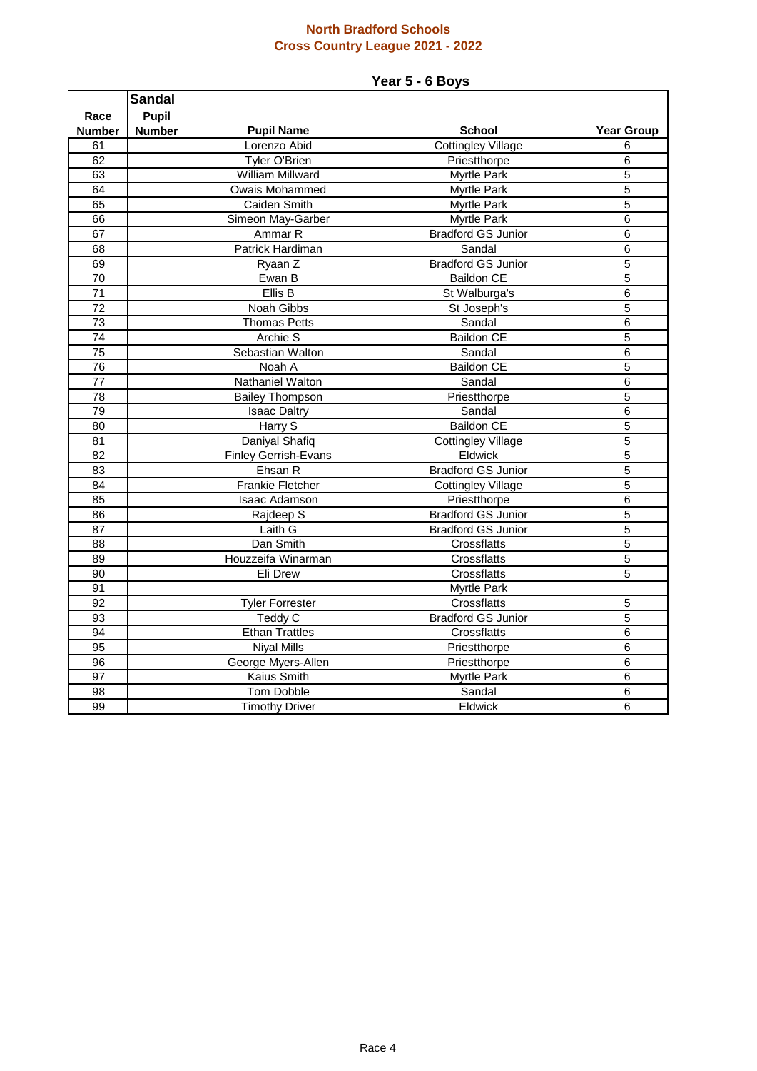## North Bradford Schools
## Cross Country League 2021 - 2022

### Year 5 - 6 Boys

| | Sandal | | | |
|---|---|---|---|---|
| Race Number | Pupil Number | Pupil Name | School | Year Group |
| 61 | | Lorenzo Abid | Cottingley Village | 6 |
| 62 | | Tyler O'Brien | Priestthorpe | 6 |
| 63 | | William Millward | Myrtle Park | 5 |
| 64 | | Owais Mohammed | Myrtle Park | 5 |
| 65 | | Caiden Smith | Myrtle Park | 5 |
| 66 | | Simeon May-Garber | Myrtle Park | 6 |
| 67 | | Ammar R | Bradford GS Junior | 6 |
| 68 | | Patrick Hardiman | Sandal | 6 |
| 69 | | Ryaan Z | Bradford GS Junior | 5 |
| 70 | | Ewan B | Baildon CE | 5 |
| 71 | | Ellis B | St Walburga's | 6 |
| 72 | | Noah Gibbs | St Joseph's | 5 |
| 73 | | Thomas Petts | Sandal | 6 |
| 74 | | Archie S | Baildon CE | 5 |
| 75 | | Sebastian Walton | Sandal | 6 |
| 76 | | Noah A | Baildon CE | 5 |
| 77 | | Nathaniel Walton | Sandal | 6 |
| 78 | | Bailey Thompson | Priestthorpe | 5 |
| 79 | | Isaac Daltry | Sandal | 6 |
| 80 | | Harry S | Baildon CE | 5 |
| 81 | | Daniyal Shafiq | Cottingley Village | 5 |
| 82 | | Finley Gerrish-Evans | Eldwick | 5 |
| 83 | | Ehsan R | Bradford GS Junior | 5 |
| 84 | | Frankie Fletcher | Cottingley Village | 5 |
| 85 | | Isaac Adamson | Priestthorpe | 6 |
| 86 | | Rajdeep S | Bradford GS Junior | 5 |
| 87 | | Laith G | Bradford GS Junior | 5 |
| 88 | | Dan Smith | Crossflatts | 5 |
| 89 | | Houzzeifa Winarman | Crossflatts | 5 |
| 90 | | Eli Drew | Crossflatts | 5 |
| 91 | | | Myrtle Park | |
| 92 | | Tyler Forrester | Crossflatts | 5 |
| 93 | | Teddy C | Bradford GS Junior | 5 |
| 94 | | Ethan Trattles | Crossflatts | 6 |
| 95 | | Niyal Mills | Priestthorpe | 6 |
| 96 | | George Myers-Allen | Priestthorpe | 6 |
| 97 | | Kaius Smith | Myrtle Park | 6 |
| 98 | | Tom Dobble | Sandal | 6 |
| 99 | | Timothy Driver | Eldwick | 6 |

Race 4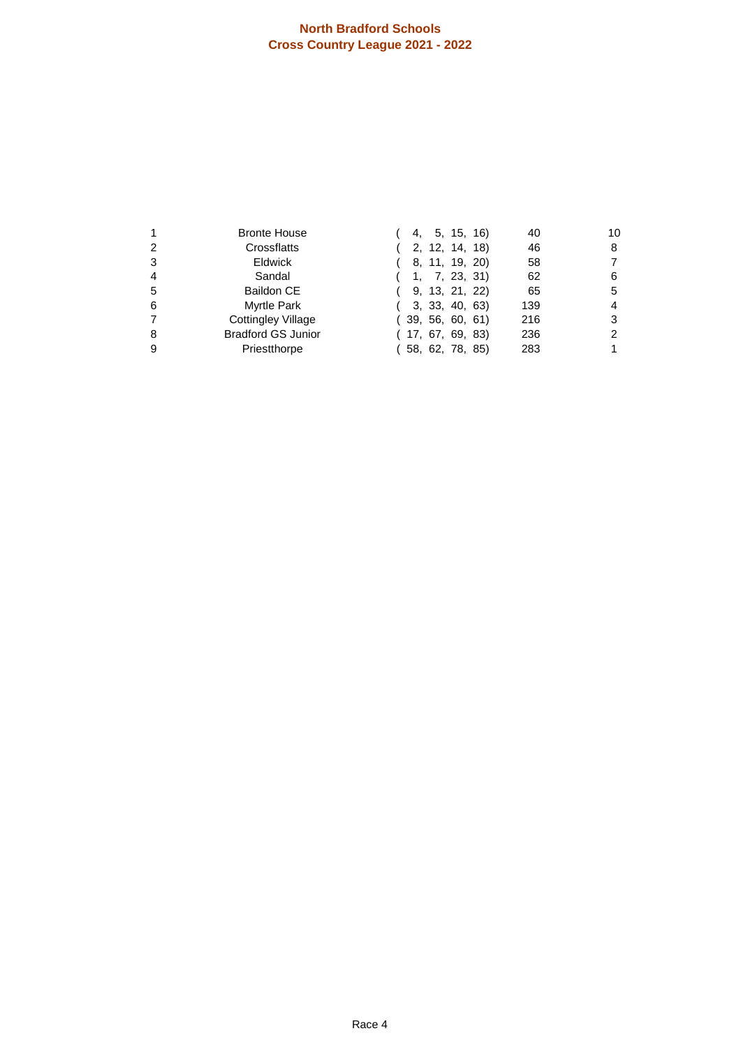**North Bradford Schools**
**Cross Country League 2021 - 2022**

| | | | | |
|---|---|---|---|---|
| 1 | Bronte House | ( 4, 5, 15, 16) | 40 | 10 |
| 2 | Crossflatts | ( 2, 12, 14, 18) | 46 | 8 |
| 3 | Eldwick | ( 8, 11, 19, 20) | 58 | 7 |
| 4 | Sandal | ( 1, 7, 23, 31) | 62 | 6 |
| 5 | Baildon CE | ( 9, 13, 21, 22) | 65 | 5 |
| 6 | Myrtle Park | ( 3, 33, 40, 63) | 139 | 4 |
| 7 | Cottingley Village | ( 39, 56, 60, 61) | 216 | 3 |
| 8 | Bradford GS Junior | ( 17, 67, 69, 83) | 236 | 2 |
| 9 | Priestthorpe | ( 58, 62, 78, 85) | 283 | 1 |

Race 4